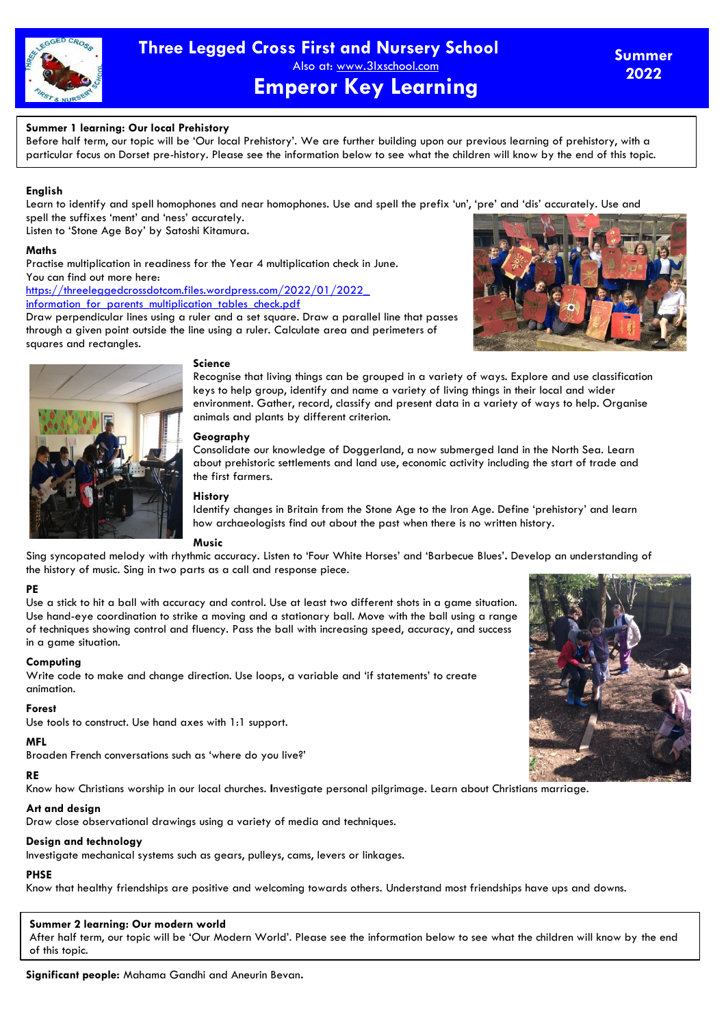# Three Legged Cross First and Nursery School

Also at: www.3lxschool.com

## Emperor Key Learning

**Summer 2022**

**Summer 1 learning: Our local Prehistory**
Before half term, our topic will be 'Our local Prehistory'. We are further building upon our previous learning of prehistory, with a particular focus on Dorset pre-history. Please see the information below to see what the children will know by the end of this topic.

**English**
Learn to identify and spell homophones and near homophones. Use and spell the prefix 'un', 'pre' and 'dis' accurately. Use and spell the suffixes 'ment' and 'ness' accurately.
Listen to 'Stone Age Boy' by Satoshi Kitamura.

**Maths**
Practise multiplication in readiness for the Year 4 multiplication check in June.
You can find out more here:
https://threeleggedcrossdotcom.files.wordpress.com/2022/01/2022_information_for_parents_multiplication_tables_check.pdf
Draw perpendicular lines using a ruler and a set square. Draw a parallel line that passes through a given point outside the line using a ruler. Calculate area and perimeters of squares and rectangles.

**Science**
Recognise that living things can be grouped in a variety of ways. Explore and use classification keys to help group, identify and name a variety of living things in their local and wider environment. Gather, record, classify and present data in a variety of ways to help. Organise animals and plants by different criterion.

**Geography**
Consolidate our knowledge of Doggerland, a now submerged land in the North Sea. Learn about prehistoric settlements and land use, economic activity including the start of trade and the first farmers.

**History**
Identify changes in Britain from the Stone Age to the Iron Age. Define 'prehistory' and learn how archaeologists find out about the past when there is no written history.

**Music**
Sing syncopated melody with rhythmic accuracy. Listen to 'Four White Horses' and 'Barbecue Blues'. Develop an understanding of the history of music. Sing in two parts as a call and response piece.

**PE**
Use a stick to hit a ball with accuracy and control. Use at least two different shots in a game situation. Use hand-eye coordination to strike a moving and a stationary ball. Move with the ball using a range of techniques showing control and fluency. Pass the ball with increasing speed, accuracy, and success in a game situation.

**Computing**
Write code to make and change direction. Use loops, a variable and 'if statements' to create animation.

**Forest**
Use tools to construct. Use hand axes with 1:1 support.

**MFL**
Broaden French conversations such as 'where do you live?'

**RE**
Know how Christians worship in our local churches. Investigate personal pilgrimage. Learn about Christians marriage.

**Art and design**
Draw close observational drawings using a variety of media and techniques.

**Design and technology**
Investigate mechanical systems such as gears, pulleys, cams, levers or linkages.

**PHSE**
Know that healthy friendships are positive and welcoming towards others. Understand most friendships have ups and downs.

**Summer 2 learning: Our modern world**
After half term, our topic will be 'Our Modern World'. Please see the information below to see what the children will know by the end of this topic.

**Significant people:** Mahama Gandhi and Aneurin Bevan.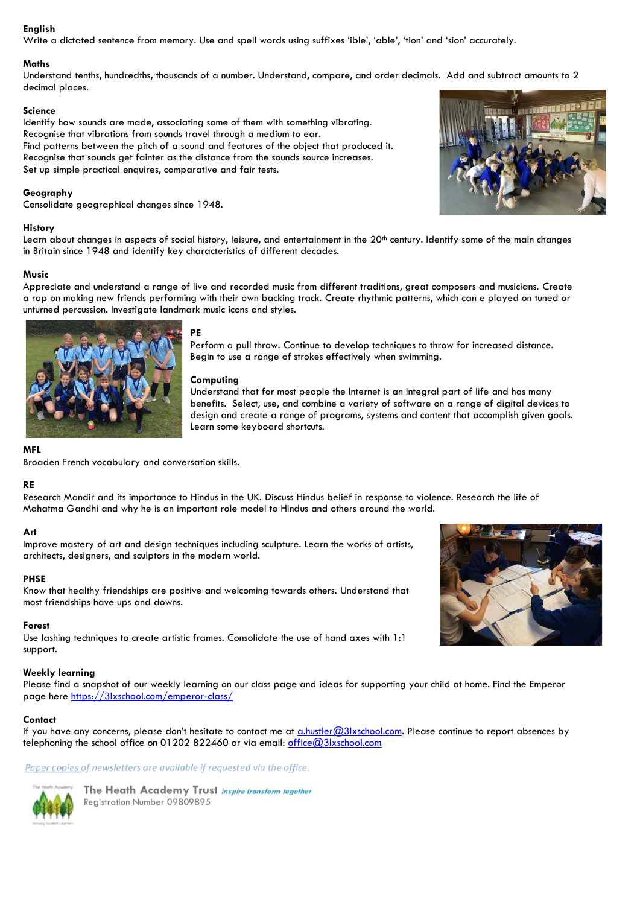**English**
Write a dictated sentence from memory. Use and spell words using suffixes 'ible', 'able', 'tion' and 'sion' accurately.

**Maths**
Understand tenths, hundredths, thousands of a number. Understand, compare, and order decimals. Add and subtract amounts to 2 decimal places.

**Science**
Identify how sounds are made, associating some of them with something vibrating.
Recognise that vibrations from sounds travel through a medium to ear.
Find patterns between the pitch of a sound and features of the object that produced it.
Recognise that sounds get fainter as the distance from the sounds source increases.
Set up simple practical enquires, comparative and fair tests.

**Geography**
Consolidate geographical changes since 1948.

**History**
Learn about changes in aspects of social history, leisure, and entertainment in the 20th century. Identify some of the main changes in Britain since 1948 and identify key characteristics of different decades.

**Music**
Appreciate and understand a range of live and recorded music from different traditions, great composers and musicians. Create a rap on making new friends performing with their own backing track. Create rhythmic patterns, which can e played on tuned or unturned percussion. Investigate landmark music icons and styles.

**PE**
Perform a pull throw. Continue to develop techniques to throw for increased distance.
Begin to use a range of strokes effectively when swimming.

**Computing**
Understand that for most people the Internet is an integral part of life and has many benefits. Select, use, and combine a variety of software on a range of digital devices to design and create a range of programs, systems and content that accomplish given goals. Learn some keyboard shortcuts.

**MFL**
Broaden French vocabulary and conversation skills.

**RE**
Research Mandir and its importance to Hindus in the UK. Discuss Hindus belief in response to violence. Research the life of Mahatma Gandhi and why he is an important role model to Hindus and others around the world.

**Art**
Improve mastery of art and design techniques including sculpture. Learn the works of artists, architects, designers, and sculptors in the modern world.

**PHSE**
Know that healthy friendships are positive and welcoming towards others. Understand that most friendships have ups and downs.

**Forest**
Use lashing techniques to create artistic frames. Consolidate the use of hand axes with 1:1 support.

**Weekly learning**
Please find a snapshot of our weekly learning on our class page and ideas for supporting your child at home. Find the Emperor page here https://3lxschool.com/emperor-class/

**Contact**
If you have any concerns, please don't hesitate to contact me at a.hustler@3lxschool.com. Please continue to report absences by telephoning the school office on 01202 822460 or via email: office@3lxschool.com

*Paper copies of newsletters are available if requested via the office.*

The Heath Academy Trust *inspire transform together*
Registration Number 09809895